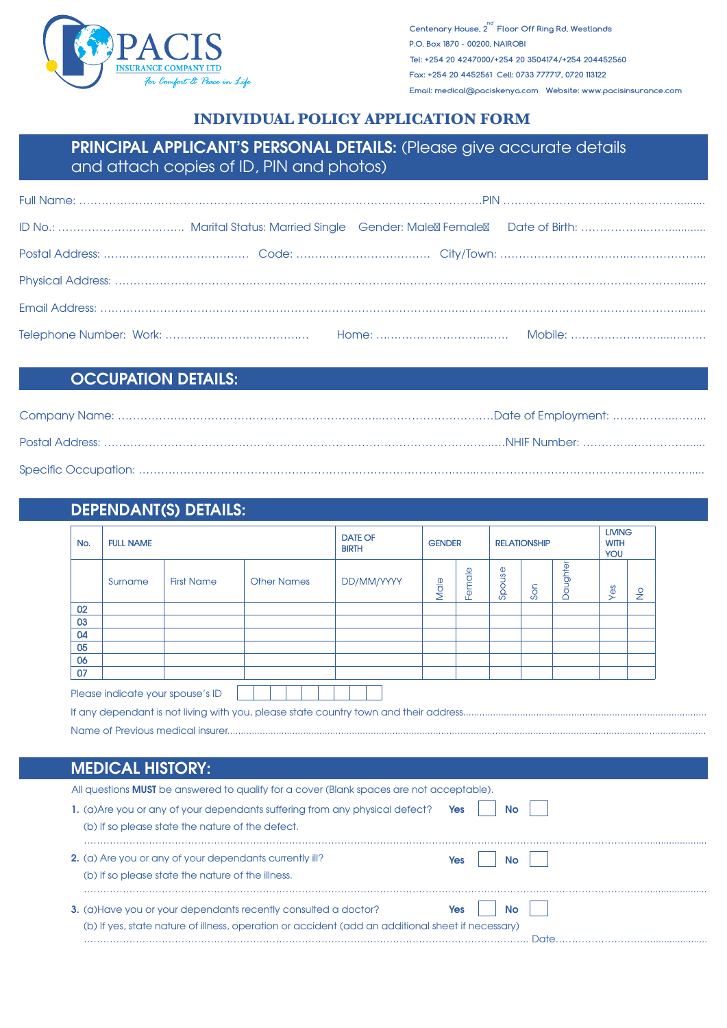PACIS
INSURANCE COMPANY LTD
*For Comfort & Peace in Life*

Centenary House, 2nd Floor Off Ring Rd, Westlands
P.O. Box 1870 - 00200, NAIROBI
Tel: +254 20 4247000/+254 20 3504174/+254 204452560
Fax: +254 20 4452561 Cell: 0733 777717, 0720 113122
Email: medical@paciskenya.com Website: www.pacisinsurance.com

# INDIVIDUAL POLICY APPLICATION FORM

## PRINCIPAL APPLICANT'S PERSONAL DETAILS: (Please give accurate details and attach copies of ID, PIN and photos)

Full Name: ............................................................................................................PIN .........................................................

ID No.: .................................. Marital Status: Married Single Gender: Male Female Date of Birth: ...................................

Postal Address: ...................................... Code: ................................... City/Town: ...................................................

Physical Address: ...........................................................................................................................................................

Email Address: ...............................................................................................................................................................

Telephone Number: Work: ........................................ Home: .................................... Mobile: ...................................

## OCCUPATION DETAILS:

Company Name: ........................................................................................................Date of Employment: ......................

Postal Address: .........................................................................................................NHIF Number: ..................................

Specific Occupation: ......................................................................................................................................................

## DEPENDANT(S) DETAILS:

| No. | FULL NAME | | | DATE OF BIRTH | GENDER | | RELATIONSHIP | | | LIVING WITH YOU | |
|---|---|---|---|---|---|---|---|---|---|---|---|
| | Surname | First Name | Other Names | DD/MM/YYYY | Male | Female | Spouse | Son | Daughter | Yes | No |
| 02 | | | | | | | | | | | |
| 03 | | | | | | | | | | | |
| 04 | | | | | | | | | | | |
| 05 | | | | | | | | | | | |
| 06 | | | | | | | | | | | |
| 07 | | | | | | | | | | | |

Please indicate your spouse's ID

If any dependant is not living with you, please state country town and their address.........................................................

Name of Previous medical insurer.........................................................................................................................

## MEDICAL HISTORY:

All questions **MUST** be answered to qualify for a cover (Blank spaces are not acceptable).

**1.** (a)Are you or any of your dependants suffering from any physical defect? **Yes** ☐ **No** ☐

(b) If so please state the nature of the defect.

.......................................................................................................................................................

**2.** (a) Are you or any of your dependants currently ill? **Yes** ☐ **No** ☐

(b) If so please state the nature of the illness.

.......................................................................................................................................................

**3.** (a)Have you or your dependants recently consulted a doctor? **Yes** ☐ **No** ☐

(b) If yes, state nature of illness, operation or accident (add an additional sheet if necessary)

................................................................................................................ Date...........................................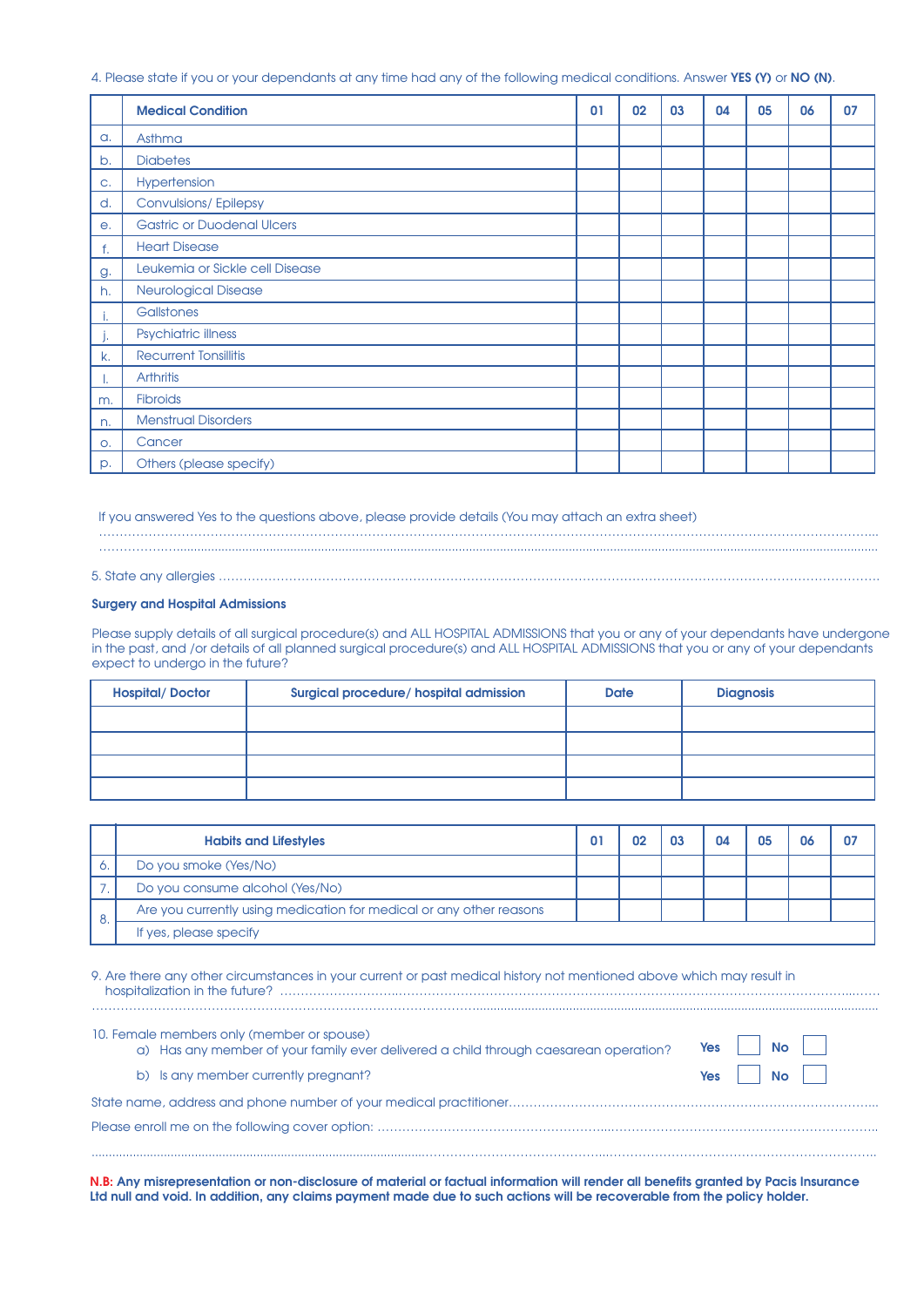4. Please state if you or your dependants at any time had any of the following medical conditions. Answer **YES (Y)** or **NO (N)**.

| | **Medical Condition** | **01** | **02** | **03** | **04** | **05** | **06** | **07** |
|---|---|---|---|---|---|---|---|---|
| a. | Asthma | | | | | | | |
| b. | Diabetes | | | | | | | |
| c. | Hypertension | | | | | | | |
| d. | Convulsions/ Epilepsy | | | | | | | |
| e. | Gastric or Duodenal Ulcers | | | | | | | |
| f. | Heart Disease | | | | | | | |
| g. | Leukemia or Sickle cell Disease | | | | | | | |
| h. | Neurological Disease | | | | | | | |
| i. | Gallstones | | | | | | | |
| j. | Psychiatric illness | | | | | | | |
| k. | Recurrent Tonsillitis | | | | | | | |
| l. | Arthritis | | | | | | | |
| m. | Fibroids | | | | | | | |
| n. | Menstrual Disorders | | | | | | | |
| o. | Cancer | | | | | | | |
| p. | Others (please specify) | | | | | | | |

If you answered Yes to the questions above, please provide details (You may attach an extra sheet)
..........................................................................................................................................................................
..........................................................................................................................................................................

5. State any allergies ..........................................................................................................................................

**Surgery and Hospital Admissions**

Please supply details of all surgical procedure(s) and ALL HOSPITAL ADMISSIONS that you or any of your dependants have undergone in the past, and /or details of all planned surgical procedure(s) and ALL HOSPITAL ADMISSIONS that you or any of your dependants expect to undergo in the future?

| **Hospital/ Doctor** | **Surgical procedure/ hospital admission** | **Date** | **Diagnosis** |
|---|---|---|---|
| | | | |
| | | | |
| | | | |
| | | | |

| | **Habits and Lifestyles** | **01** | **02** | **03** | **04** | **05** | **06** | **07** |
|---|---|---|---|---|---|---|---|---|
| 6. | Do you smoke (Yes/No) | | | | | | | |
| 7. | Do you consume alcohol (Yes/No) | | | | | | | |
| 8. | Are you currently using medication for medical or any other reasons | | | | | | | |
| | If yes, please specify | | | | | | | |

9. Are there any other circumstances in your current or past medical history not mentioned above which may result in hospitalization in the future? ..........................................................................................................................
..........................................................................................................................................................................

10. Female members only (member or spouse)

a) Has any member of your family ever delivered a child through caesarean operation? **Yes** ☐ **No** ☐

b) Is any member currently pregnant? **Yes** ☐ **No** ☐

State name, address and phone number of your medical practitioner..............................................................................

Please enroll me on the following cover option: ..........................................................................................................

..........................................................................................................................................................................

**N.B: Any misrepresentation or non-disclosure of material or factual information will render all benefits granted by Pacis Insurance Ltd null and void. In addition, any claims payment made due to such actions will be recoverable from the policy holder.**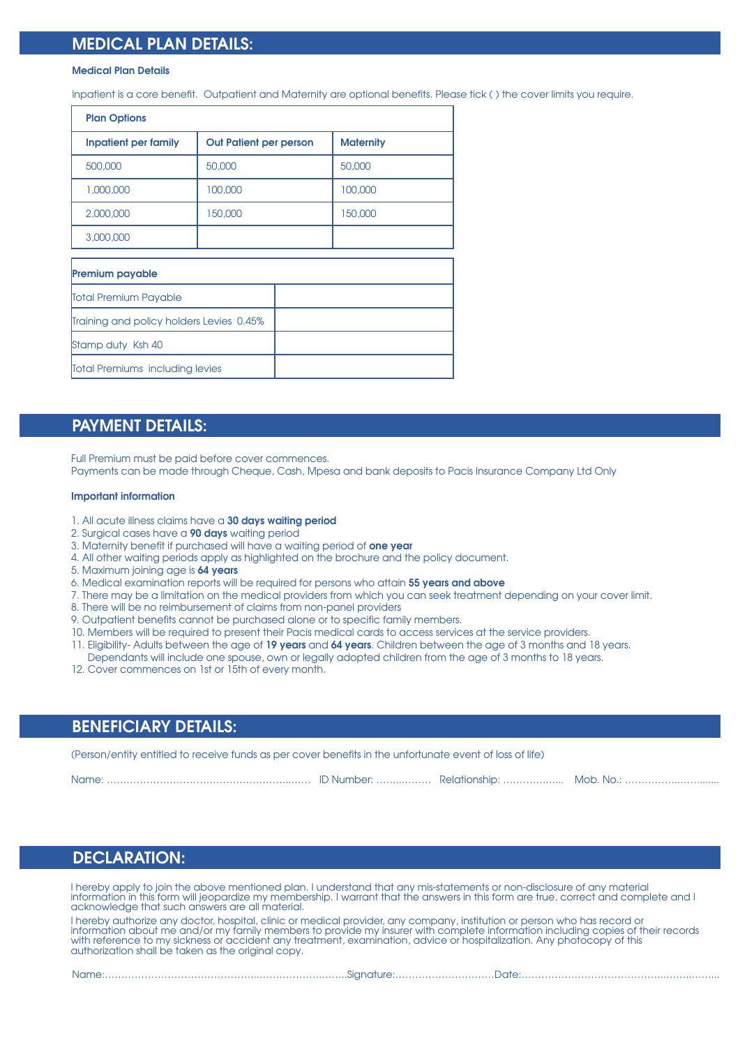## MEDICAL PLAN DETAILS:

**Medical Plan Details**

Inpatient is a core benefit. Outpatient and Maternity are optional benefits. Please tick ( ) the cover limits you require.

| Plan Options | | |
|---|---|---|
| **Inpatient per family** | **Out Patient per person** | **Maternity** |
| 500,000 | 50,000 | 50,000 |
| 1,000,000 | 100,000 | 100,000 |
| 2,000,000 | 150,000 | 150,000 |
| 3,000,000 | | |

| **Premium payable** | |
|---|---|
| Total Premium Payable | |
| Training and policy holders Levies 0.45% | |
| Stamp duty Ksh 40 | |
| Total Premiums including levies | |

## PAYMENT DETAILS:

Full Premium must be paid before cover commences.
Payments can be made through Cheque, Cash, Mpesa and bank deposits to Pacis Insurance Company Ltd Only

**Important information**

1. All acute illness claims have a **30 days waiting period**
2. Surgical cases have a **90 days** waiting period
3. Maternity benefit if purchased will have a waiting period of **one year**
4. All other waiting periods apply as highlighted on the brochure and the policy document.
5. Maximum joining age is **64 years**
6. Medical examination reports will be required for persons who attain **55 years and above**
7. There may be a limitation on the medical providers from which you can seek treatment depending on your cover limit.
8. There will be no reimbursement of claims from non-panel providers
9. Outpatient benefits cannot be purchased alone or to specific family members.
10. Members will be required to present their Pacis medical cards to access services at the service providers.
11. Eligibility- Adults between the age of **19 years** and **64 years**. Children between the age of 3 months and 18 years. Dependants will include one spouse, own or legally adopted children from the age of 3 months to 18 years.
12. Cover commences on 1st or 15th of every month.

## BENEFICIARY DETAILS:

(Person/entity entitled to receive funds as per cover benefits in the unfortunate event of loss of life)

Name: ……………………………………………………… ID Number: ……………… Relationship: ……………….. Mob. No.: ………………………….

## DECLARATION:

I hereby apply to join the above mentioned plan. I understand that any mis-statements or non-disclosure of any material information in this form will jeopardize my membership. I warrant that the answers in this form are true, correct and complete and I acknowledge that such answers are all material.

I hereby authorize any doctor, hospital, clinic or medical provider, any company, institution or person who has record or information about me and/or my family members to provide my insurer with complete information including copies of their records with reference to my sickness or accident any treatment, examination, advice or hospitalization. Any photocopy of this authorization shall be taken as the original copy.

Name:………………………………………………………………….Signature:…………………………Date:……………………………………………………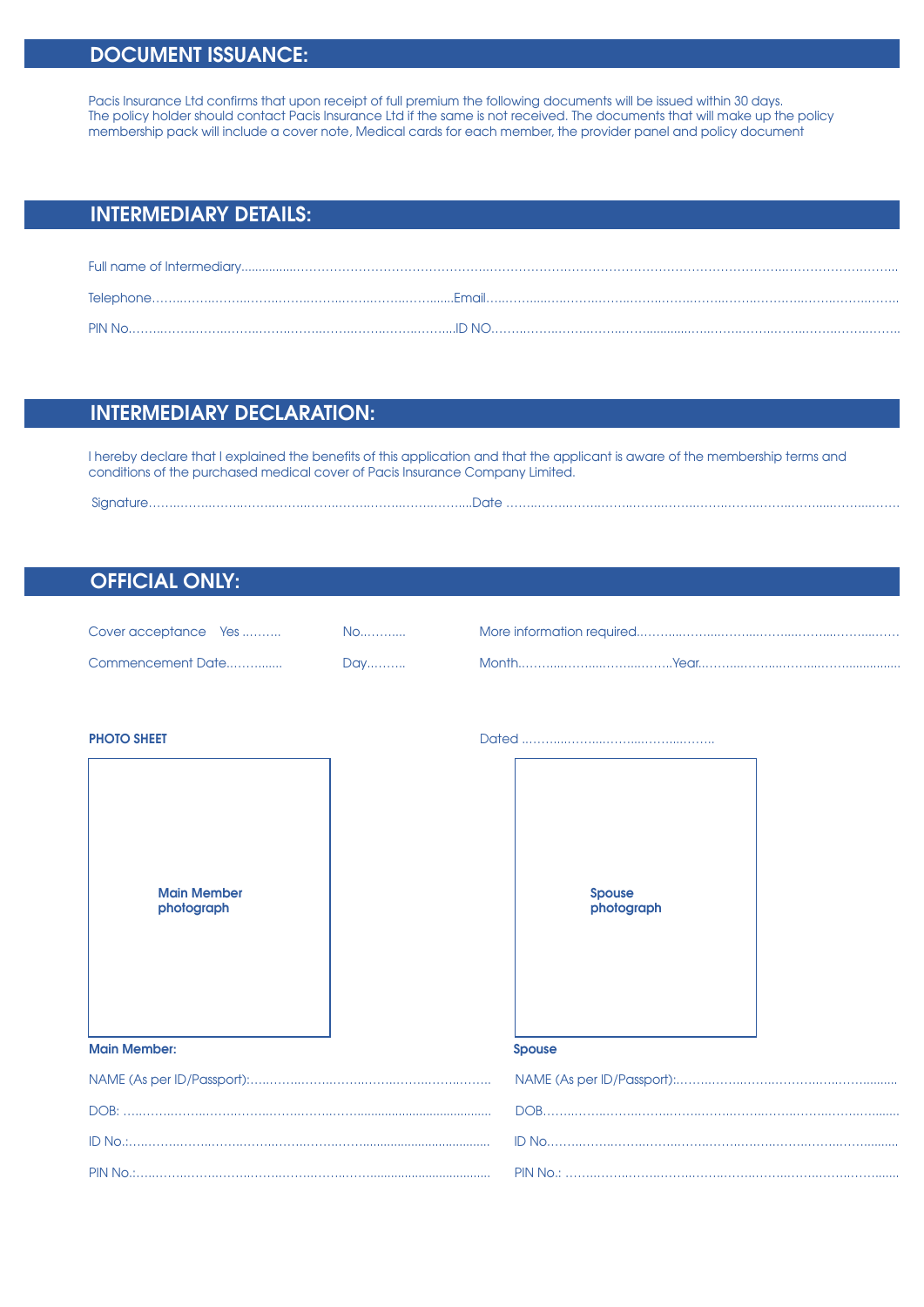## DOCUMENT ISSUANCE:

Pacis Insurance Ltd confirms that upon receipt of full premium the following documents will be issued within 30 days. The policy holder should contact Pacis Insurance Ltd if the same is not received. The documents that will make up the policy membership pack will include a cover note, Medical cards for each member, the provider panel and policy document

## INTERMEDIARY DETAILS:

Full name of Intermediary……………………………………………………………………………………………………………

Telephone……………………………………………………Email……………………………………………………………

PIN No…………………………………………………………ID NO……………………………………………………………

## INTERMEDIARY DECLARATION:

I hereby declare that I explained the benefits of this application and that the applicant is aware of the membership terms and conditions of the purchased medical cover of Pacis Insurance Company Limited.

Signature……………………………………………………Date ……………………………………………………………

## OFFICIAL ONLY:

Cover acceptance Yes ………. No……….. More information required……………………………………

Commencement Date…………. Day……… Month…………………………Year……………………………

**PHOTO SHEET**

Dated ……………………………………

**Main Member photograph**

**Spouse photograph**

**Main Member:**

NAME (As per ID/Passport):……………………………………

DOB: ……………………………………………………………

ID No.:…………………………………………………………

PIN No.:………………………………………………………

**Spouse**

NAME (As per ID/Passport):……………………………………

DOB……………………………………………………………

ID No.…………………………………………………………

PIN No.: ……………………………………………………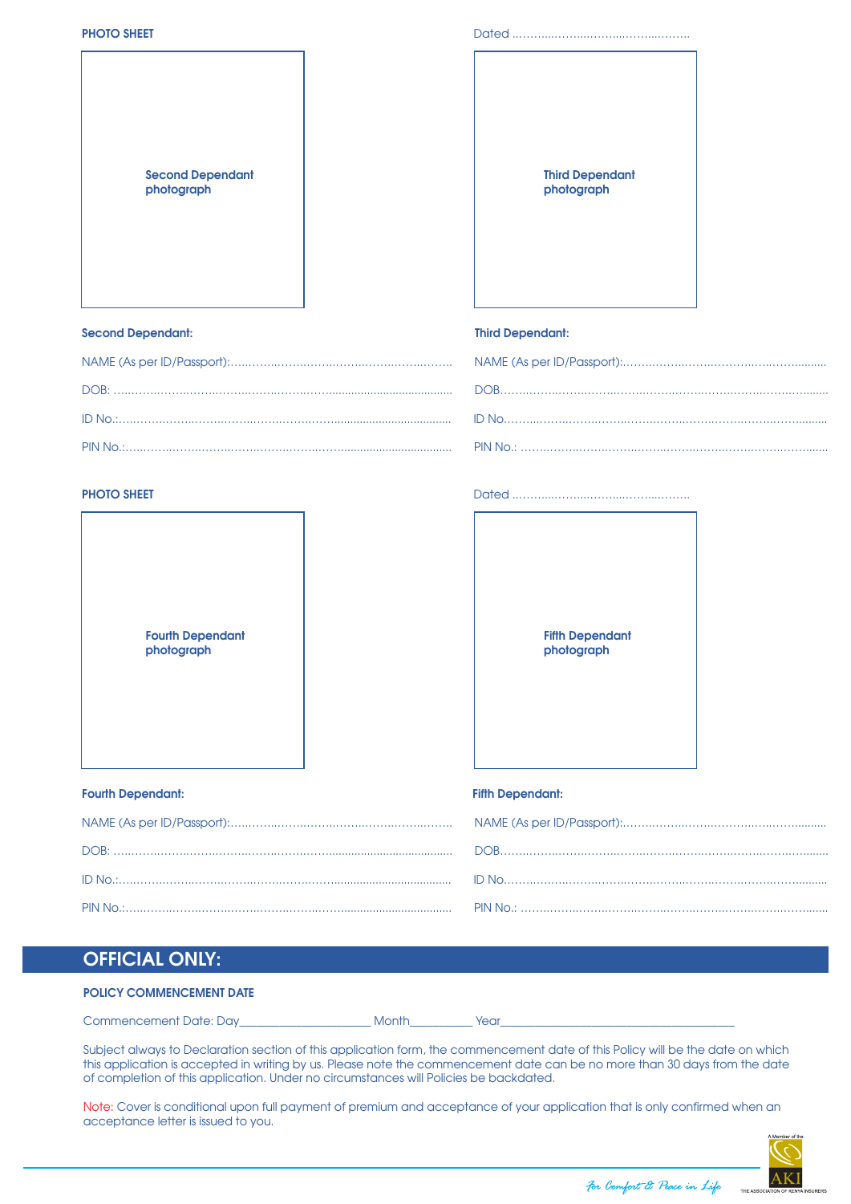**PHOTO SHEET**

Dated ………………………………………………

Second Dependant photograph

Third Dependant photograph

**Second Dependant:**

NAME (As per ID/Passport):……………………………………………………

DOB: ……………………………………………………………………………

ID No.:…………………………………………………………………………

PIN No.:………………………………………………………………………

**Third Dependant:**

NAME (As per ID/Passport):……………………………………………………

DOB……………………………………………………………………………

ID No.…………………………………………………………………………

PIN No.: ………………………………………………………………………

**PHOTO SHEET**

Dated ………………………………………………

Fourth Dependant photograph

Fifth Dependant photograph

**Fourth Dependant:**

NAME (As per ID/Passport):……………………………………………………

DOB: ……………………………………………………………………………

ID No.:…………………………………………………………………………

PIN No.:………………………………………………………………………

**Fifth Dependant:**

NAME (As per ID/Passport):……………………………………………………

DOB……………………………………………………………………………

ID No.…………………………………………………………………………

PIN No.: ………………………………………………………………………

## OFFICIAL ONLY:

**POLICY COMMENCEMENT DATE**

Commencement Date: Day____________________ Month__________ Year______________________________________

Subject always to Declaration section of this application form, the commencement date of this Policy will be the date on which this application is accepted in writing by us. Please note the commencement date can be no more than 30 days from the date of completion of this application. Under no circumstances will Policies be backdated.

Note: Cover is conditional upon full payment of premium and acceptance of your application that is only confirmed when an acceptance letter is issued to you.

*For Comfort & Peace in Life*

A Member of the AKI THE ASSOCIATION OF KENYA INSURERS